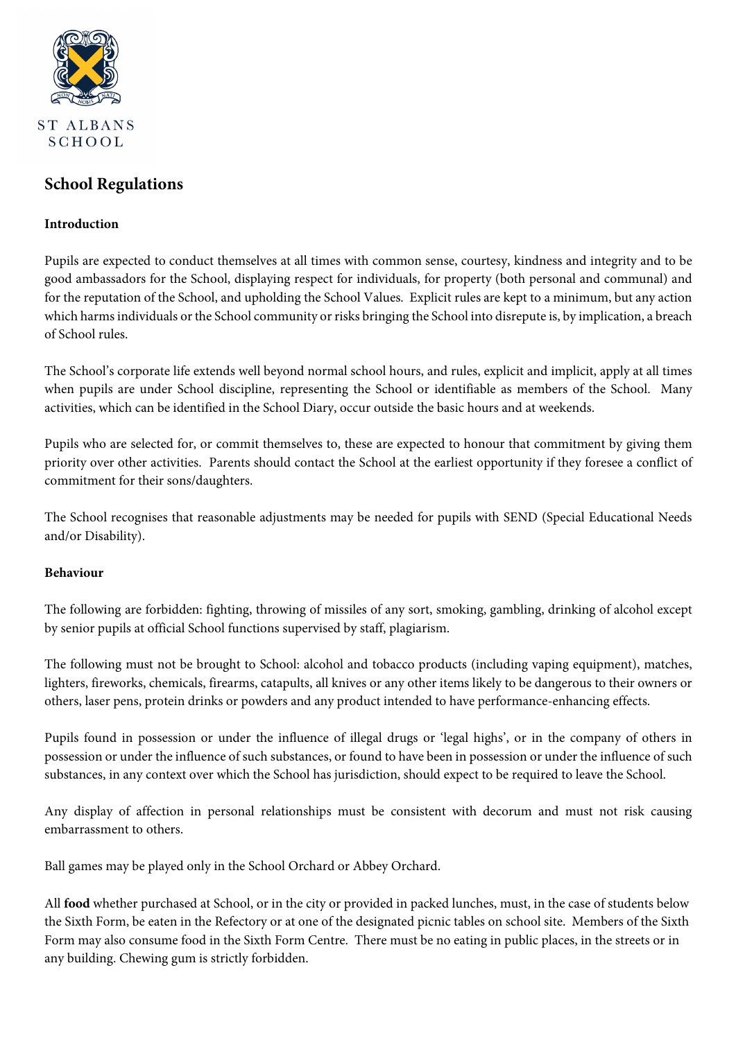ST ALBANS SCHOOL

# School Regulations

**Introduction**

Pupils are expected to conduct themselves at all times with common sense, courtesy, kindness and integrity and to be good ambassadors for the School, displaying respect for individuals, for property (both personal and communal) and for the reputation of the School, and upholding the School Values. Explicit rules are kept to a minimum, but any action which harms individuals or the School community or risks bringing the School into disrepute is, by implication, a breach of School rules.

The School's corporate life extends well beyond normal school hours, and rules, explicit and implicit, apply at all times when pupils are under School discipline, representing the School or identifiable as members of the School. Many activities, which can be identified in the School Diary, occur outside the basic hours and at weekends.

Pupils who are selected for, or commit themselves to, these are expected to honour that commitment by giving them priority over other activities. Parents should contact the School at the earliest opportunity if they foresee a conflict of commitment for their sons/daughters.

The School recognises that reasonable adjustments may be needed for pupils with SEND (Special Educational Needs and/or Disability).

**Behaviour**

The following are forbidden: fighting, throwing of missiles of any sort, smoking, gambling, drinking of alcohol except by senior pupils at official School functions supervised by staff, plagiarism.

The following must not be brought to School: alcohol and tobacco products (including vaping equipment), matches, lighters, fireworks, chemicals, firearms, catapults, all knives or any other items likely to be dangerous to their owners or others, laser pens, protein drinks or powders and any product intended to have performance-enhancing effects.

Pupils found in possession or under the influence of illegal drugs or 'legal highs', or in the company of others in possession or under the influence of such substances, or found to have been in possession or under the influence of such substances, in any context over which the School has jurisdiction, should expect to be required to leave the School.

Any display of affection in personal relationships must be consistent with decorum and must not risk causing embarrassment to others.

Ball games may be played only in the School Orchard or Abbey Orchard.

All **food** whether purchased at School, or in the city or provided in packed lunches, must, in the case of students below the Sixth Form, be eaten in the Refectory or at one of the designated picnic tables on school site. Members of the Sixth Form may also consume food in the Sixth Form Centre. There must be no eating in public places, in the streets or in any building. Chewing gum is strictly forbidden.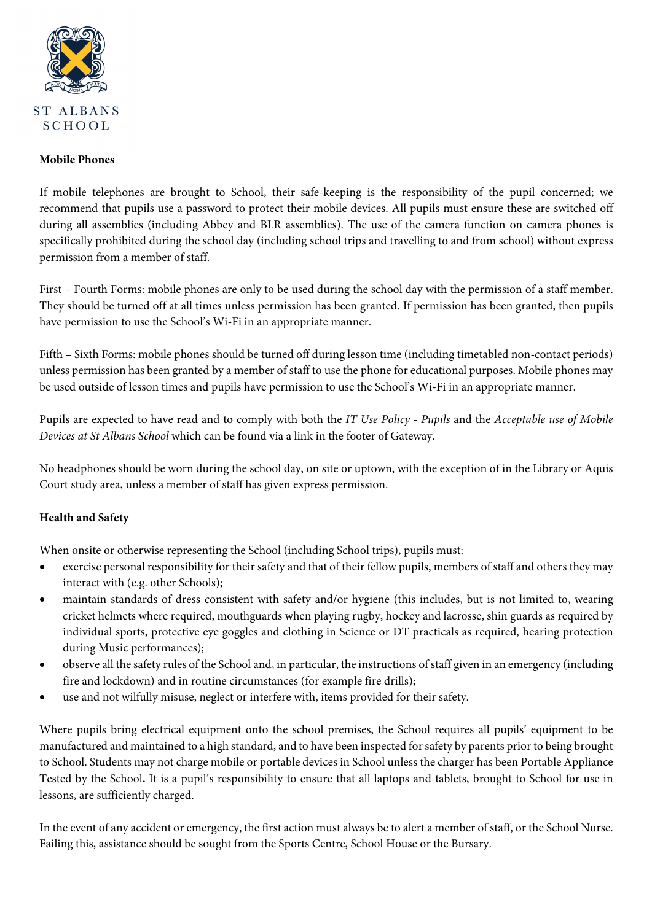**Mobile Phones**

If mobile telephones are brought to School, their safe-keeping is the responsibility of the pupil concerned; we recommend that pupils use a password to protect their mobile devices. All pupils must ensure these are switched off during all assemblies (including Abbey and BLR assemblies). The use of the camera function on camera phones is specifically prohibited during the school day (including school trips and travelling to and from school) without express permission from a member of staff.

First – Fourth Forms: mobile phones are only to be used during the school day with the permission of a staff member. They should be turned off at all times unless permission has been granted. If permission has been granted, then pupils have permission to use the School's Wi-Fi in an appropriate manner.

Fifth – Sixth Forms: mobile phones should be turned off during lesson time (including timetabled non-contact periods) unless permission has been granted by a member of staff to use the phone for educational purposes. Mobile phones may be used outside of lesson times and pupils have permission to use the School's Wi-Fi in an appropriate manner.

Pupils are expected to have read and to comply with both the *IT Use Policy - Pupils* and the *Acceptable use of Mobile Devices at St Albans School* which can be found via a link in the footer of Gateway.

No headphones should be worn during the school day, on site or uptown, with the exception of in the Library or Aquis Court study area, unless a member of staff has given express permission.

**Health and Safety**

When onsite or otherwise representing the School (including School trips), pupils must:

- exercise personal responsibility for their safety and that of their fellow pupils, members of staff and others they may interact with (e.g. other Schools);
- maintain standards of dress consistent with safety and/or hygiene (this includes, but is not limited to, wearing cricket helmets where required, mouthguards when playing rugby, hockey and lacrosse, shin guards as required by individual sports, protective eye goggles and clothing in Science or DT practicals as required, hearing protection during Music performances);
- observe all the safety rules of the School and, in particular, the instructions of staff given in an emergency (including fire and lockdown) and in routine circumstances (for example fire drills);
- use and not wilfully misuse, neglect or interfere with, items provided for their safety.

Where pupils bring electrical equipment onto the school premises, the School requires all pupils' equipment to be manufactured and maintained to a high standard, and to have been inspected for safety by parents prior to being brought to School. Students may not charge mobile or portable devices in School unless the charger has been Portable Appliance Tested by the School**.** It is a pupil's responsibility to ensure that all laptops and tablets, brought to School for use in lessons, are sufficiently charged.

In the event of any accident or emergency, the first action must always be to alert a member of staff, or the School Nurse. Failing this, assistance should be sought from the Sports Centre, School House or the Bursary.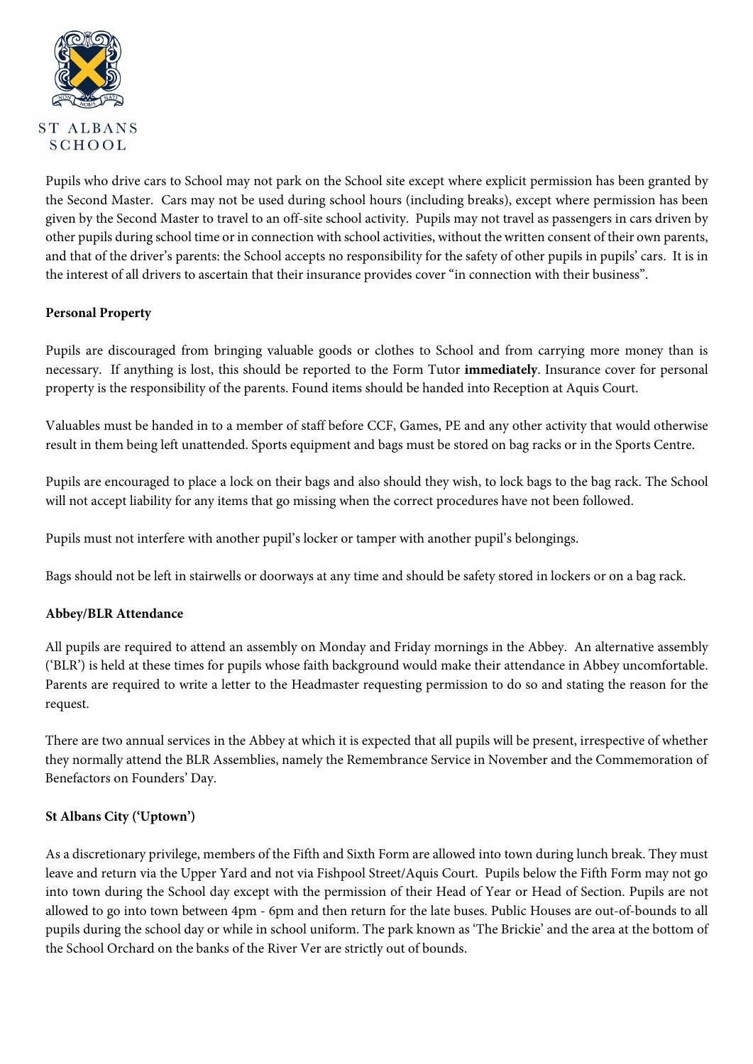Pupils who drive cars to School may not park on the School site except where explicit permission has been granted by the Second Master. Cars may not be used during school hours (including breaks), except where permission has been given by the Second Master to travel to an off-site school activity. Pupils may not travel as passengers in cars driven by other pupils during school time or in connection with school activities, without the written consent of their own parents, and that of the driver's parents: the School accepts no responsibility for the safety of other pupils in pupils' cars. It is in the interest of all drivers to ascertain that their insurance provides cover "in connection with their business".

**Personal Property**

Pupils are discouraged from bringing valuable goods or clothes to School and from carrying more money than is necessary. If anything is lost, this should be reported to the Form Tutor **immediately**. Insurance cover for personal property is the responsibility of the parents. Found items should be handed into Reception at Aquis Court.

Valuables must be handed in to a member of staff before CCF, Games, PE and any other activity that would otherwise result in them being left unattended. Sports equipment and bags must be stored on bag racks or in the Sports Centre.

Pupils are encouraged to place a lock on their bags and also should they wish, to lock bags to the bag rack. The School will not accept liability for any items that go missing when the correct procedures have not been followed.

Pupils must not interfere with another pupil's locker or tamper with another pupil's belongings.

Bags should not be left in stairwells or doorways at any time and should be safety stored in lockers or on a bag rack.

**Abbey/BLR Attendance**

All pupils are required to attend an assembly on Monday and Friday mornings in the Abbey. An alternative assembly ('BLR') is held at these times for pupils whose faith background would make their attendance in Abbey uncomfortable. Parents are required to write a letter to the Headmaster requesting permission to do so and stating the reason for the request.

There are two annual services in the Abbey at which it is expected that all pupils will be present, irrespective of whether they normally attend the BLR Assemblies, namely the Remembrance Service in November and the Commemoration of Benefactors on Founders' Day.

**St Albans City ('Uptown')**

As a discretionary privilege, members of the Fifth and Sixth Form are allowed into town during lunch break. They must leave and return via the Upper Yard and not via Fishpool Street/Aquis Court. Pupils below the Fifth Form may not go into town during the School day except with the permission of their Head of Year or Head of Section. Pupils are not allowed to go into town between 4pm - 6pm and then return for the late buses. Public Houses are out-of-bounds to all pupils during the school day or while in school uniform. The park known as 'The Brickie' and the area at the bottom of the School Orchard on the banks of the River Ver are strictly out of bounds.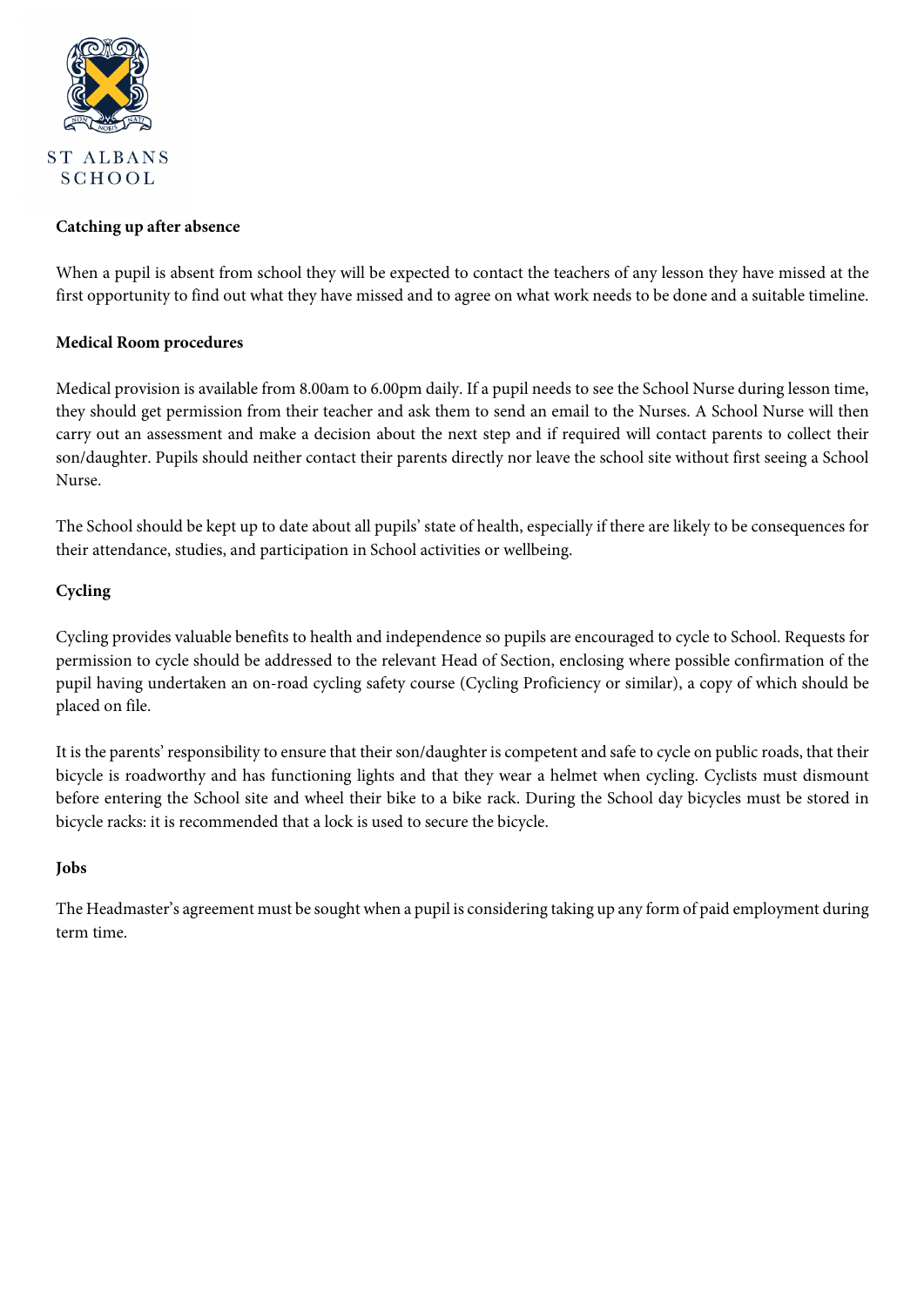ST ALBANS SCHOOL

**Catching up after absence**

When a pupil is absent from school they will be expected to contact the teachers of any lesson they have missed at the first opportunity to find out what they have missed and to agree on what work needs to be done and a suitable timeline.

**Medical Room procedures**

Medical provision is available from 8.00am to 6.00pm daily. If a pupil needs to see the School Nurse during lesson time, they should get permission from their teacher and ask them to send an email to the Nurses. A School Nurse will then carry out an assessment and make a decision about the next step and if required will contact parents to collect their son/daughter. Pupils should neither contact their parents directly nor leave the school site without first seeing a School Nurse.

The School should be kept up to date about all pupils' state of health, especially if there are likely to be consequences for their attendance, studies, and participation in School activities or wellbeing.

**Cycling**

Cycling provides valuable benefits to health and independence so pupils are encouraged to cycle to School. Requests for permission to cycle should be addressed to the relevant Head of Section, enclosing where possible confirmation of the pupil having undertaken an on-road cycling safety course (Cycling Proficiency or similar), a copy of which should be placed on file.

It is the parents' responsibility to ensure that their son/daughter is competent and safe to cycle on public roads, that their bicycle is roadworthy and has functioning lights and that they wear a helmet when cycling. Cyclists must dismount before entering the School site and wheel their bike to a bike rack. During the School day bicycles must be stored in bicycle racks: it is recommended that a lock is used to secure the bicycle.

**Jobs**

The Headmaster's agreement must be sought when a pupil is considering taking up any form of paid employment during term time.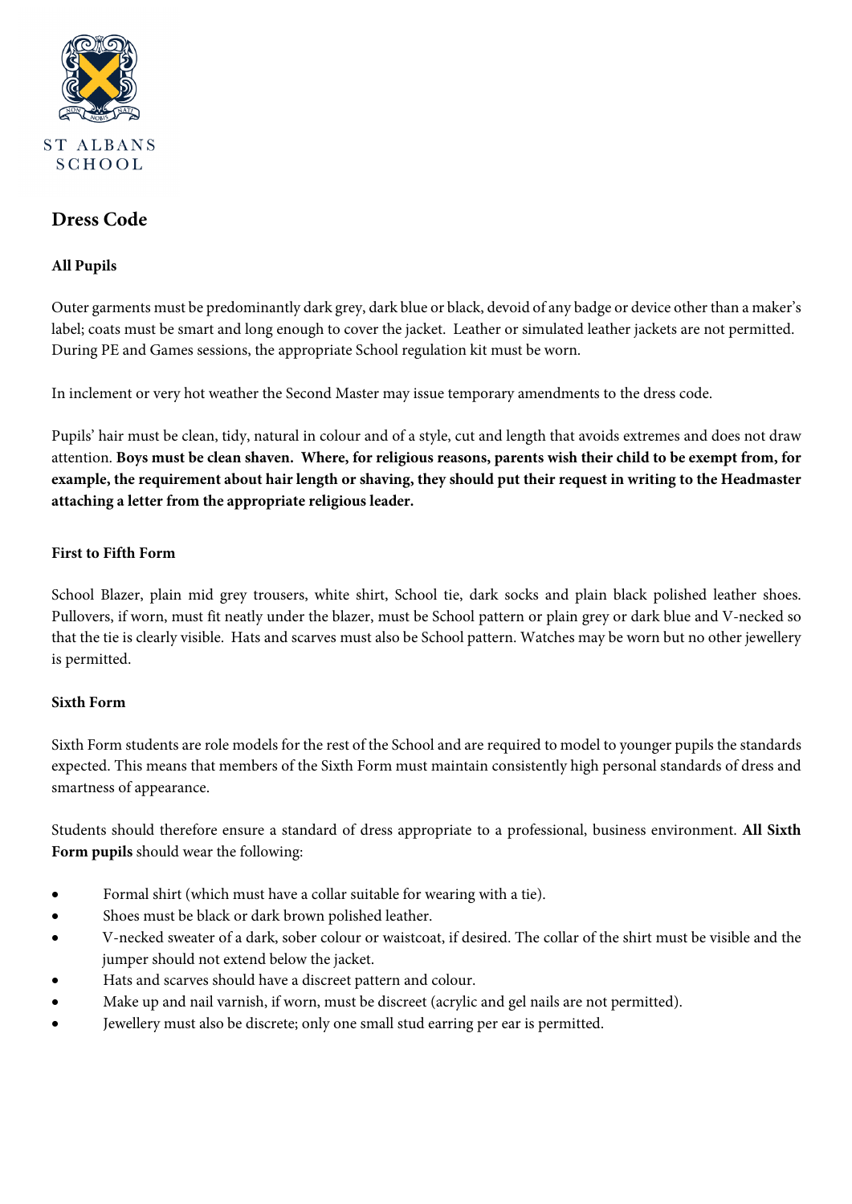ST ALBANS SCHOOL

# Dress Code

### All Pupils

Outer garments must be predominantly dark grey, dark blue or black, devoid of any badge or device other than a maker's label; coats must be smart and long enough to cover the jacket. Leather or simulated leather jackets are not permitted. During PE and Games sessions, the appropriate School regulation kit must be worn.

In inclement or very hot weather the Second Master may issue temporary amendments to the dress code.

Pupils' hair must be clean, tidy, natural in colour and of a style, cut and length that avoids extremes and does not draw attention. **Boys must be clean shaven. Where, for religious reasons, parents wish their child to be exempt from, for example, the requirement about hair length or shaving, they should put their request in writing to the Headmaster attaching a letter from the appropriate religious leader.**

### First to Fifth Form

School Blazer, plain mid grey trousers, white shirt, School tie, dark socks and plain black polished leather shoes. Pullovers, if worn, must fit neatly under the blazer, must be School pattern or plain grey or dark blue and V-necked so that the tie is clearly visible. Hats and scarves must also be School pattern. Watches may be worn but no other jewellery is permitted.

### Sixth Form

Sixth Form students are role models for the rest of the School and are required to model to younger pupils the standards expected. This means that members of the Sixth Form must maintain consistently high personal standards of dress and smartness of appearance.

Students should therefore ensure a standard of dress appropriate to a professional, business environment. **All Sixth Form pupils** should wear the following:

- Formal shirt (which must have a collar suitable for wearing with a tie).
- Shoes must be black or dark brown polished leather.
- V-necked sweater of a dark, sober colour or waistcoat, if desired. The collar of the shirt must be visible and the jumper should not extend below the jacket.
- Hats and scarves should have a discreet pattern and colour.
- Make up and nail varnish, if worn, must be discreet (acrylic and gel nails are not permitted).
- Jewellery must also be discrete; only one small stud earring per ear is permitted.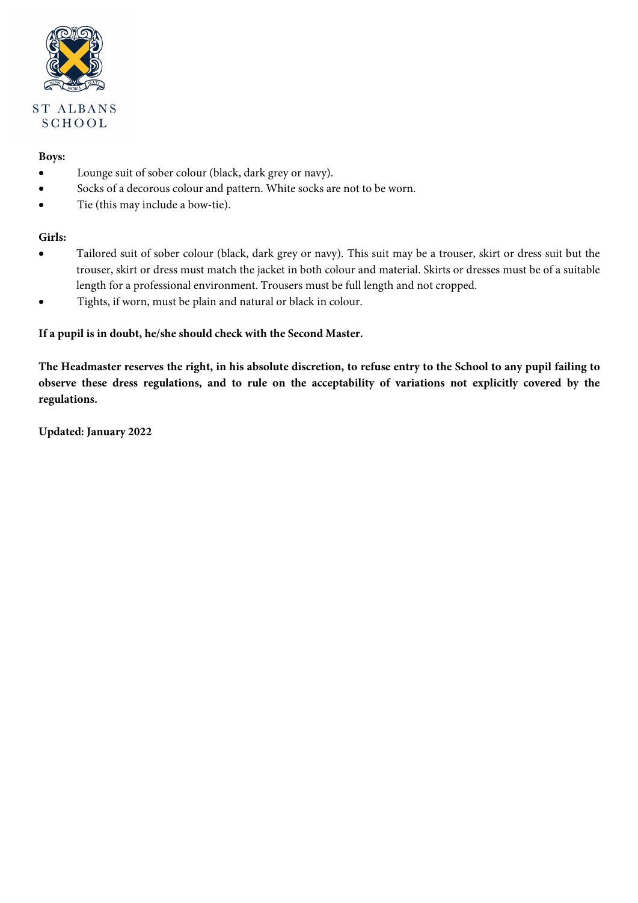**Boys:**

- Lounge suit of sober colour (black, dark grey or navy).
- Socks of a decorous colour and pattern. White socks are not to be worn.
- Tie (this may include a bow-tie).

**Girls:**

- Tailored suit of sober colour (black, dark grey or navy). This suit may be a trouser, skirt or dress suit but the trouser, skirt or dress must match the jacket in both colour and material. Skirts or dresses must be of a suitable length for a professional environment. Trousers must be full length and not cropped.
- Tights, if worn, must be plain and natural or black in colour.

**If a pupil is in doubt, he/she should check with the Second Master.**

**The Headmaster reserves the right, in his absolute discretion, to refuse entry to the School to any pupil failing to observe these dress regulations, and to rule on the acceptability of variations not explicitly covered by the regulations.**

**Updated: January 2022**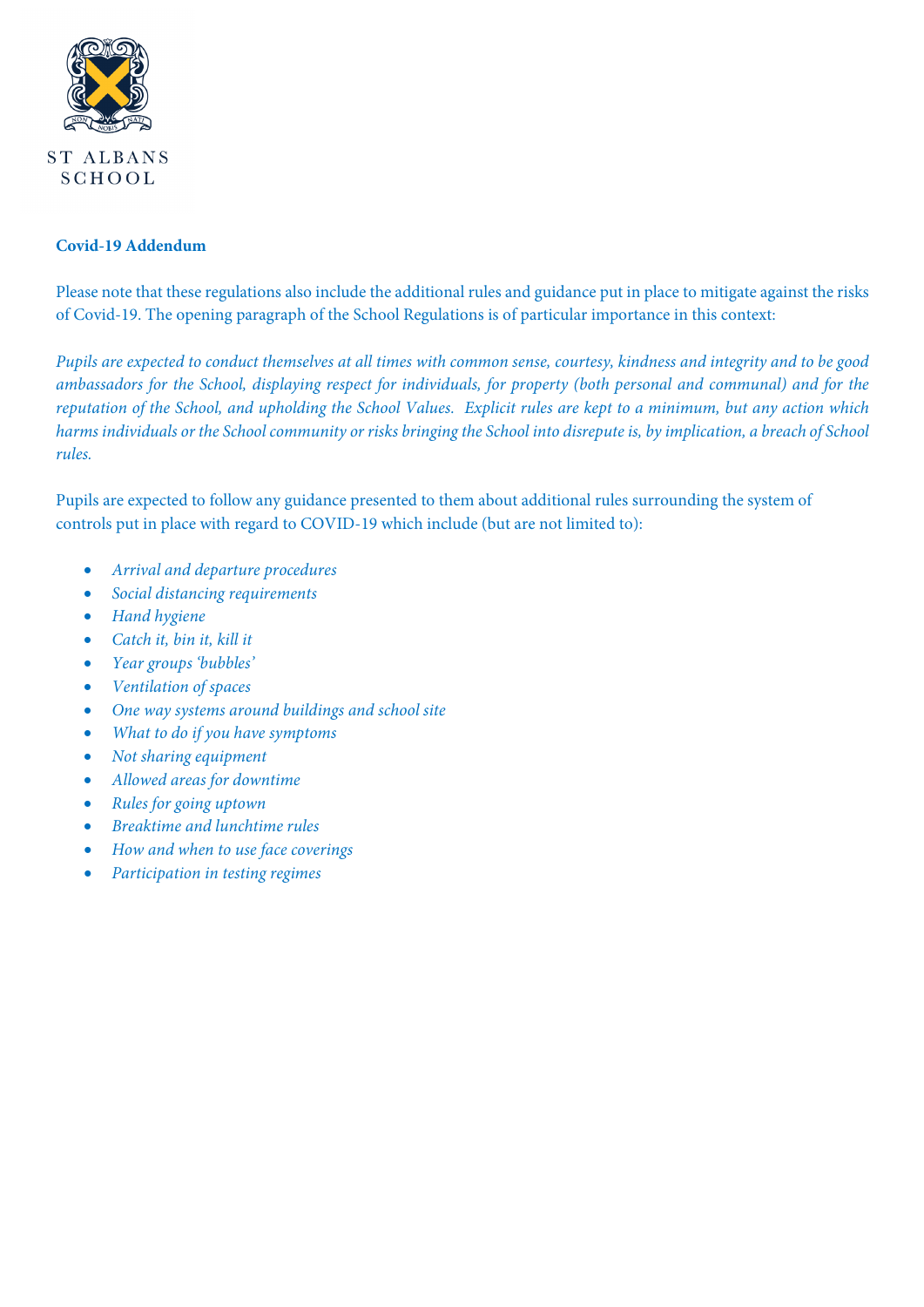ST ALBANS SCHOOL

**Covid-19 Addendum**

Please note that these regulations also include the additional rules and guidance put in place to mitigate against the risks of Covid-19. The opening paragraph of the School Regulations is of particular importance in this context:

*Pupils are expected to conduct themselves at all times with common sense, courtesy, kindness and integrity and to be good ambassadors for the School, displaying respect for individuals, for property (both personal and communal) and for the reputation of the School, and upholding the School Values. Explicit rules are kept to a minimum, but any action which harms individuals or the School community or risks bringing the School into disrepute is, by implication, a breach of School rules.*

Pupils are expected to follow any guidance presented to them about additional rules surrounding the system of controls put in place with regard to COVID-19 which include (but are not limited to):

- *Arrival and departure procedures*
- *Social distancing requirements*
- *Hand hygiene*
- *Catch it, bin it, kill it*
- *Year groups 'bubbles'*
- *Ventilation of spaces*
- *One way systems around buildings and school site*
- *What to do if you have symptoms*
- *Not sharing equipment*
- *Allowed areas for downtime*
- *Rules for going uptown*
- *Breaktime and lunchtime rules*
- *How and when to use face coverings*
- *Participation in testing regimes*